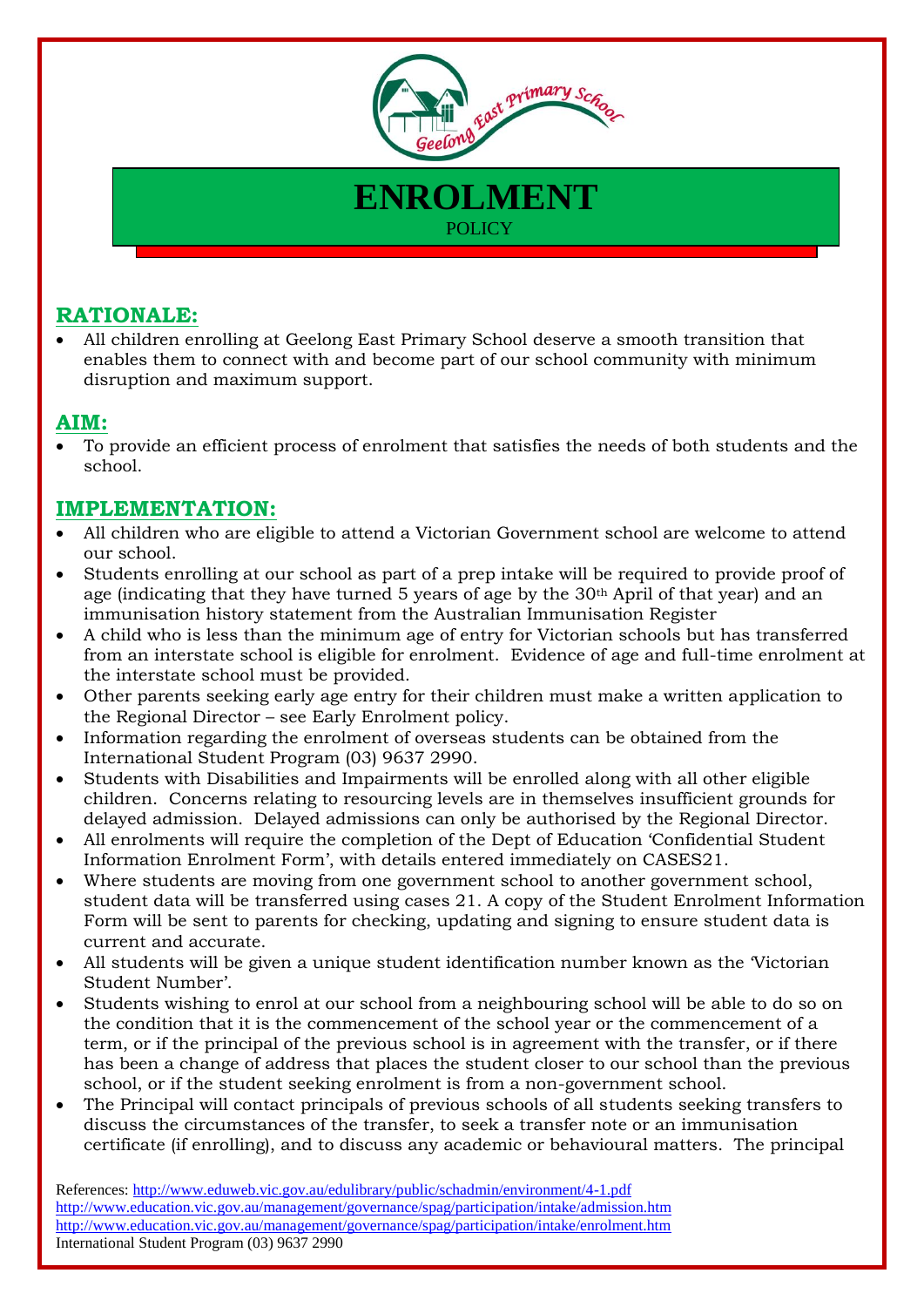# ENROLMENT

POLICY

## RATIONALE:

- All children enrolling at Geelong East Primary School deserve a smooth transition that enables them to connect with and become part of our school community with minimum disruption and maximum support.

## AIM:

- To provide an efficient process of enrolment that satisfies the needs of both students and the school.

## IMPLEMENTATION:

- All children who are eligible to attend a Victorian Government school are welcome to attend our school.
- Students enrolling at our school as part of a prep intake will be required to provide proof of age (indicating that they have turned 5 years of age by the 30th April of that year) and an immunisation history statement from the Australian Immunisation Register
- A child who is less than the minimum age of entry for Victorian schools but has transferred from an interstate school is eligible for enrolment. Evidence of age and full-time enrolment at the interstate school must be provided.
- Other parents seeking early age entry for their children must make a written application to the Regional Director – see Early Enrolment policy.
- Information regarding the enrolment of overseas students can be obtained from the International Student Program (03) 9637 2990.
- Students with Disabilities and Impairments will be enrolled along with all other eligible children. Concerns relating to resourcing levels are in themselves insufficient grounds for delayed admission. Delayed admissions can only be authorised by the Regional Director.
- All enrolments will require the completion of the Dept of Education 'Confidential Student Information Enrolment Form', with details entered immediately on CASES21.
- Where students are moving from one government school to another government school, student data will be transferred using cases 21. A copy of the Student Enrolment Information Form will be sent to parents for checking, updating and signing to ensure student data is current and accurate.
- All students will be given a unique student identification number known as the 'Victorian Student Number'.
- Students wishing to enrol at our school from a neighbouring school will be able to do so on the condition that it is the commencement of the school year or the commencement of a term, or if the principal of the previous school is in agreement with the transfer, or if there has been a change of address that places the student closer to our school than the previous school, or if the student seeking enrolment is from a non-government school.
- The Principal will contact principals of previous schools of all students seeking transfers to discuss the circumstances of the transfer, to seek a transfer note or an immunisation certificate (if enrolling), and to discuss any academic or behavioural matters. The principal

References: http://www.eduweb.vic.gov.au/edulibrary/public/schadmin/environment/4-1.pdf
http://www.education.vic.gov.au/management/governance/spag/participation/intake/admission.htm
http://www.education.vic.gov.au/management/governance/spag/participation/intake/enrolment.htm
International Student Program (03) 9637 2990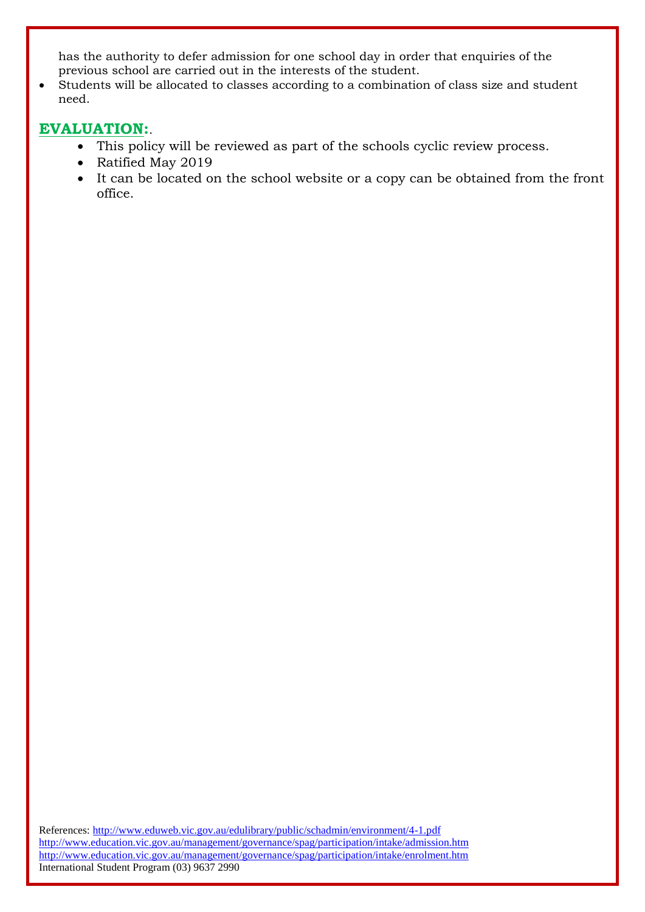has the authority to defer admission for one school day in order that enquiries of the previous school are carried out in the interests of the student.

- Students will be allocated to classes according to a combination of class size and student need.

## EVALUATION:.

- This policy will be reviewed as part of the schools cyclic review process.
- Ratified May 2019
- It can be located on the school website or a copy can be obtained from the front office.

References: http://www.eduweb.vic.gov.au/edulibrary/public/schadmin/environment/4-1.pdf
http://www.education.vic.gov.au/management/governance/spag/participation/intake/admission.htm
http://www.education.vic.gov.au/management/governance/spag/participation/intake/enrolment.htm
International Student Program (03) 9637 2990